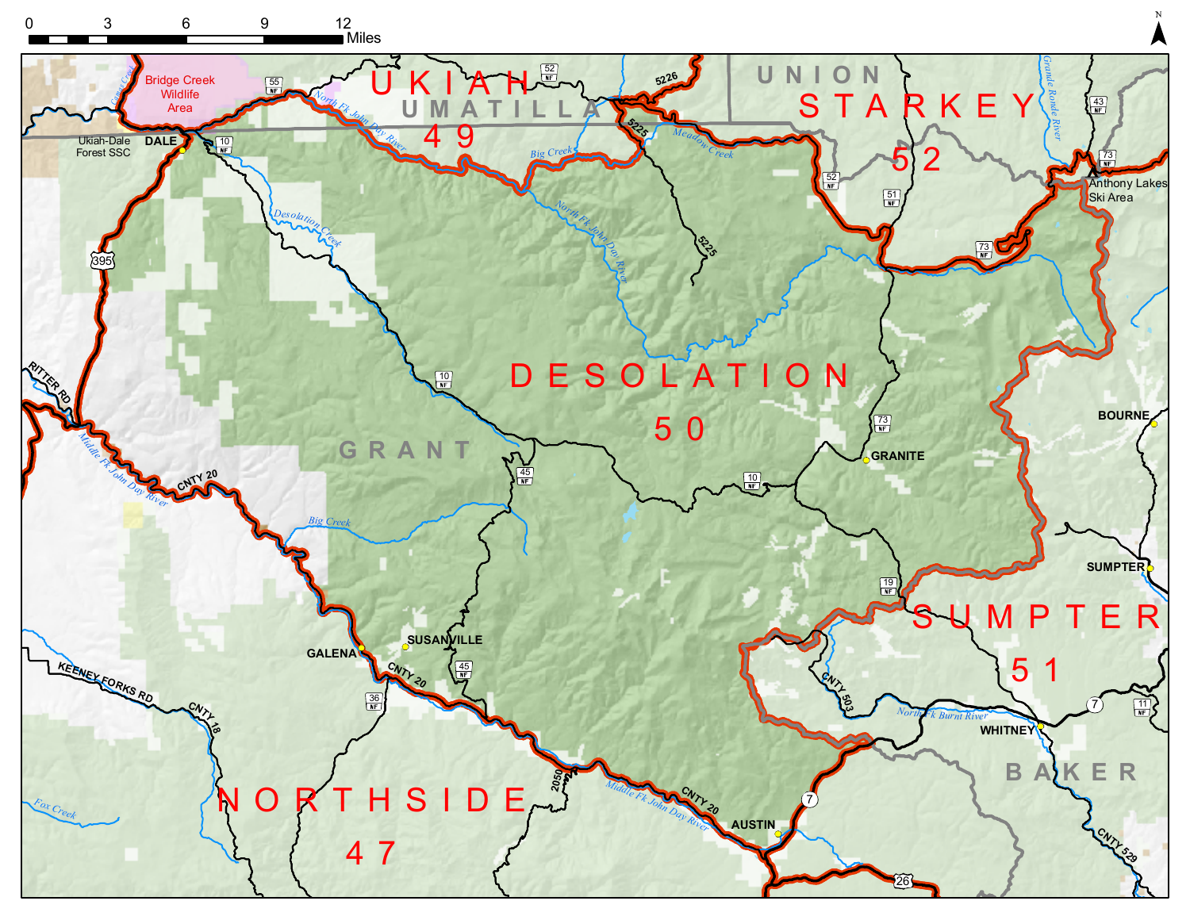0 3 6 9 12 Miles

N

UKIAH 49

UMATILLA

UNION

STARKEY 52

DESOLATION 50

GRANT

SUMPTER 51

BAKER

NORTHSIDE 47

Bridge Creek Wildlife Area

Ukiah-Dale Forest SSC

DALE

Anthony Lakes Ski Area

BOURNE

GRANITE

SUMPTER

SUSANVILLE

GALENA

WHITNEY

AUSTIN

North Fk John Day River

Big Creek

Meadow Creek

Desolation Creek

Middle Fk John Day River

Grande Ronde River

North Fk Burnt River

Fox Creek

RITTER RD

KEENEY FORKS RD

CNTY 20

CNTY 18

CNTY 503

CNTY 529

5226

5225

2050

395

7

26

10

45

36

52

55

51

73

43

19

11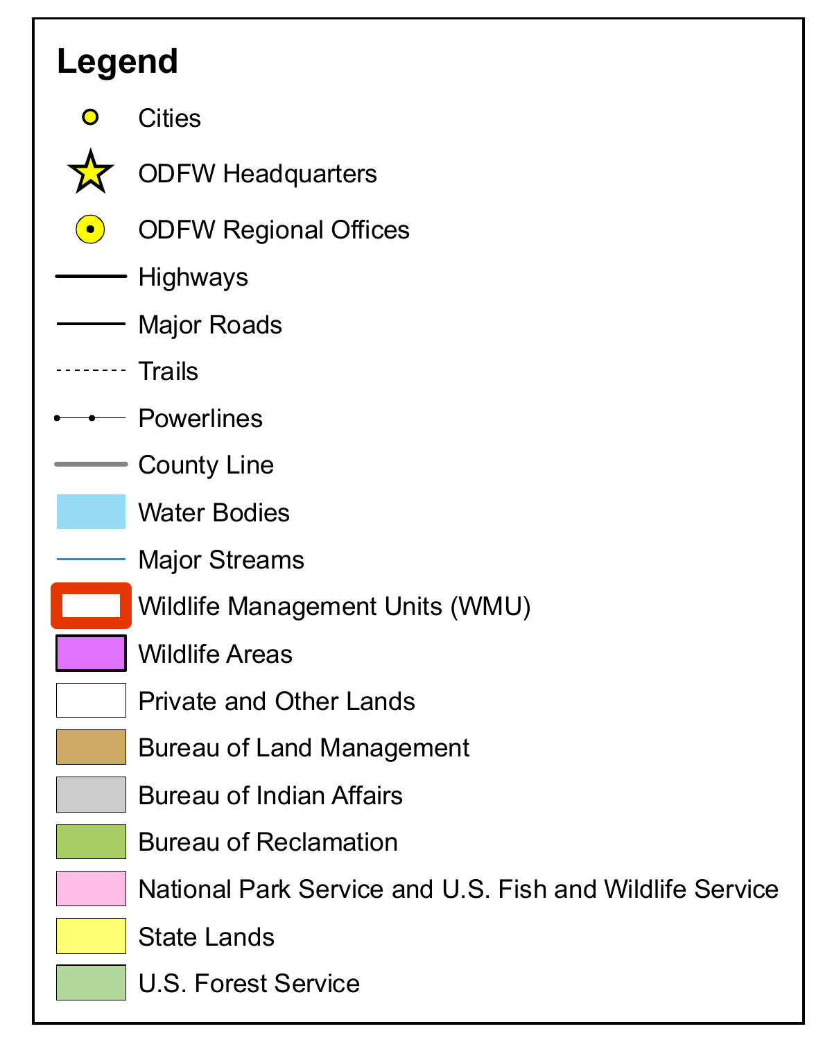# Legend

- Cities
- ODFW Headquarters
- ODFW Regional Offices
- Highways
- Major Roads
- Trails
- Powerlines
- County Line
- Water Bodies
- Major Streams
- Wildlife Management Units (WMU)
- Wildlife Areas
- Private and Other Lands
- Bureau of Land Management
- Bureau of Indian Affairs
- Bureau of Reclamation
- National Park Service and U.S. Fish and Wildlife Service
- State Lands
- U.S. Forest Service